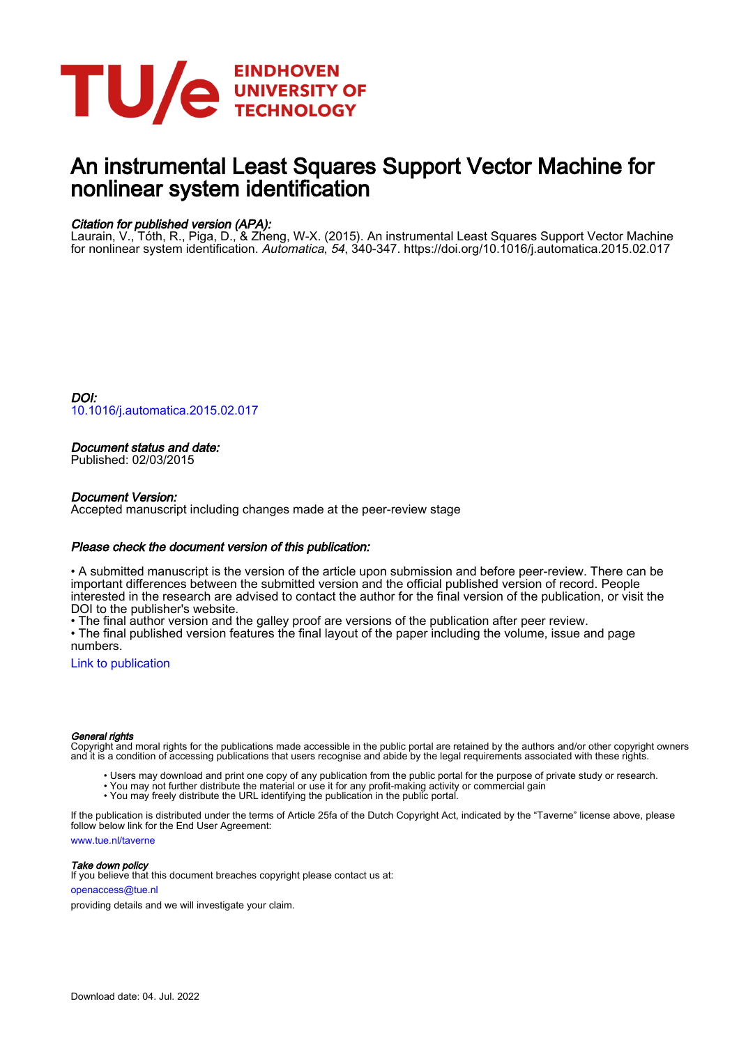EINDHOVEN
UNIVERSITY OF
TECHNOLOGY

# An instrumental Least Squares Support Vector Machine for nonlinear system identification

*Citation for published version (APA):*
Laurain, V., Tóth, R., Piga, D., & Zheng, W-X. (2015). An instrumental Least Squares Support Vector Machine for nonlinear system identification. *Automatica*, *54*, 340-347. https://doi.org/10.1016/j.automatica.2015.02.017

*DOI:*
10.1016/j.automatica.2015.02.017

*Document status and date:*
Published: 02/03/2015

*Document Version:*
Accepted manuscript including changes made at the peer-review stage

*Please check the document version of this publication:*

• A submitted manuscript is the version of the article upon submission and before peer-review. There can be important differences between the submitted version and the official published version of record. People interested in the research are advised to contact the author for the final version of the publication, or visit the DOI to the publisher's website.
• The final author version and the galley proof are versions of the publication after peer review.
• The final published version features the final layout of the paper including the volume, issue and page numbers.

Link to publication

*General rights*
Copyright and moral rights for the publications made accessible in the public portal are retained by the authors and/or other copyright owners and it is a condition of accessing publications that users recognise and abide by the legal requirements associated with these rights.

- Users may download and print one copy of any publication from the public portal for the purpose of private study or research.
- You may not further distribute the material or use it for any profit-making activity or commercial gain
- You may freely distribute the URL identifying the publication in the public portal.

If the publication is distributed under the terms of Article 25fa of the Dutch Copyright Act, indicated by the "Taverne" license above, please follow below link for the End User Agreement:

www.tue.nl/taverne

*Take down policy*
If you believe that this document breaches copyright please contact us at:

openaccess@tue.nl

providing details and we will investigate your claim.

Download date: 04. Jul. 2022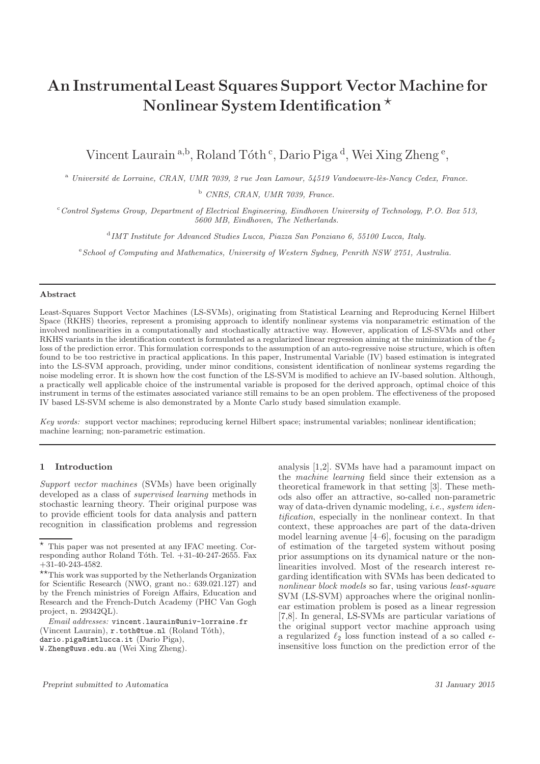# An Instrumental Least Squares Support Vector Machine for Nonlinear System Identification ⋆

Vincent Laurain [a,b], Roland Tóth [c], Dario Piga [d], Wei Xing Zheng [e],

[a] *Université de Lorraine, CRAN, UMR 7039, 2 rue Jean Lamour, 54519 Vandoeuvre-lès-Nancy Cedex, France.*

[b] *CNRS, CRAN, UMR 7039, France.*

[c] *Control Systems Group, Department of Electrical Engineering, Eindhoven University of Technology, P.O. Box 513, 5600 MB, Eindhoven, The Netherlands.*

[d] *IMT Institute for Advanced Studies Lucca, Piazza San Ponziano 6, 55100 Lucca, Italy.*

[e] *School of Computing and Mathematics, University of Western Sydney, Penrith NSW 2751, Australia.*

---

**Abstract**

Least-Squares Support Vector Machines (LS-SVMs), originating from Statistical Learning and Reproducing Kernel Hilbert Space (RKHS) theories, represent a promising approach to identify nonlinear systems via nonparametric estimation of the involved nonlinearities in a computationally and stochastically attractive way. However, application of LS-SVMs and other RKHS variants in the identification context is formulated as a regularized linear regression aiming at the minimization of the $\ell_2$ loss of the prediction error. This formulation corresponds to the assumption of an auto-regressive noise structure, which is often found to be too restrictive in practical applications. In this paper, Instrumental Variable (IV) based estimation is integrated into the LS-SVM approach, providing, under minor conditions, consistent identification of nonlinear systems regarding the noise modeling error. It is shown how the cost function of the LS-SVM is modified to achieve an IV-based solution. Although, a practically well applicable choice of the instrumental variable is proposed for the derived approach, optimal choice of this instrument in terms of the estimates associated variance still remains to be an open problem. The effectiveness of the proposed IV based LS-SVM scheme is also demonstrated by a Monte Carlo study based simulation example.

*Key words:* support vector machines; reproducing kernel Hilbert space; instrumental variables; nonlinear identification; machine learning; non-parametric estimation.

---

## 1 Introduction

*Support vector machines* (SVMs) have been originally developed as a class of *supervised learning* methods in stochastic learning theory. Their original purpose was to provide efficient tools for data analysis and pattern recognition in classification problems and regression analysis [1,2]. SVMs have had a paramount impact on the *machine learning* field since their extension as a theoretical framework in that setting [3]. These methods also offer an attractive, so-called non-parametric way of data-driven dynamic modeling, *i.e.*, *system identification*, especially in the nonlinear context. In that context, these approaches are part of the data-driven model learning avenue [4–6], focusing on the paradigm of estimation of the targeted system without posing prior assumptions on its dynamical nature or the nonlinearities involved. Most of the research interest regarding identification with SVMs has been dedicated to *nonlinear block models* so far, using various *least-square* SVM (LS-SVM) approaches where the original nonlinear estimation problem is posed as a linear regression [7,8]. In general, LS-SVMs are particular variations of the original support vector machine approach using a regularized $\ell_2$ loss function instead of a so called $\epsilon$-insensitive loss function on the prediction error of the

⋆ This paper was not presented at any IFAC meeting. Corresponding author Roland Tóth. Tel. +31-40-247-2655. Fax +31-40-243-4582.

⋆⋆This work was supported by the Netherlands Organization for Scientific Research (NWO, grant no.: 639.021.127) and by the French ministries of Foreign Affairs, Education and Research and the French-Dutch Academy (PHC Van Gogh project, n. 29342QL).

*Email addresses:* vincent.laurain@univ-lorraine.fr (Vincent Laurain), r.toth@tue.nl (Roland Tóth), dario.piga@imtlucca.it (Dario Piga), W.Zheng@uws.edu.au (Wei Xing Zheng).

*Preprint submitted to Automatica* 31 January 2015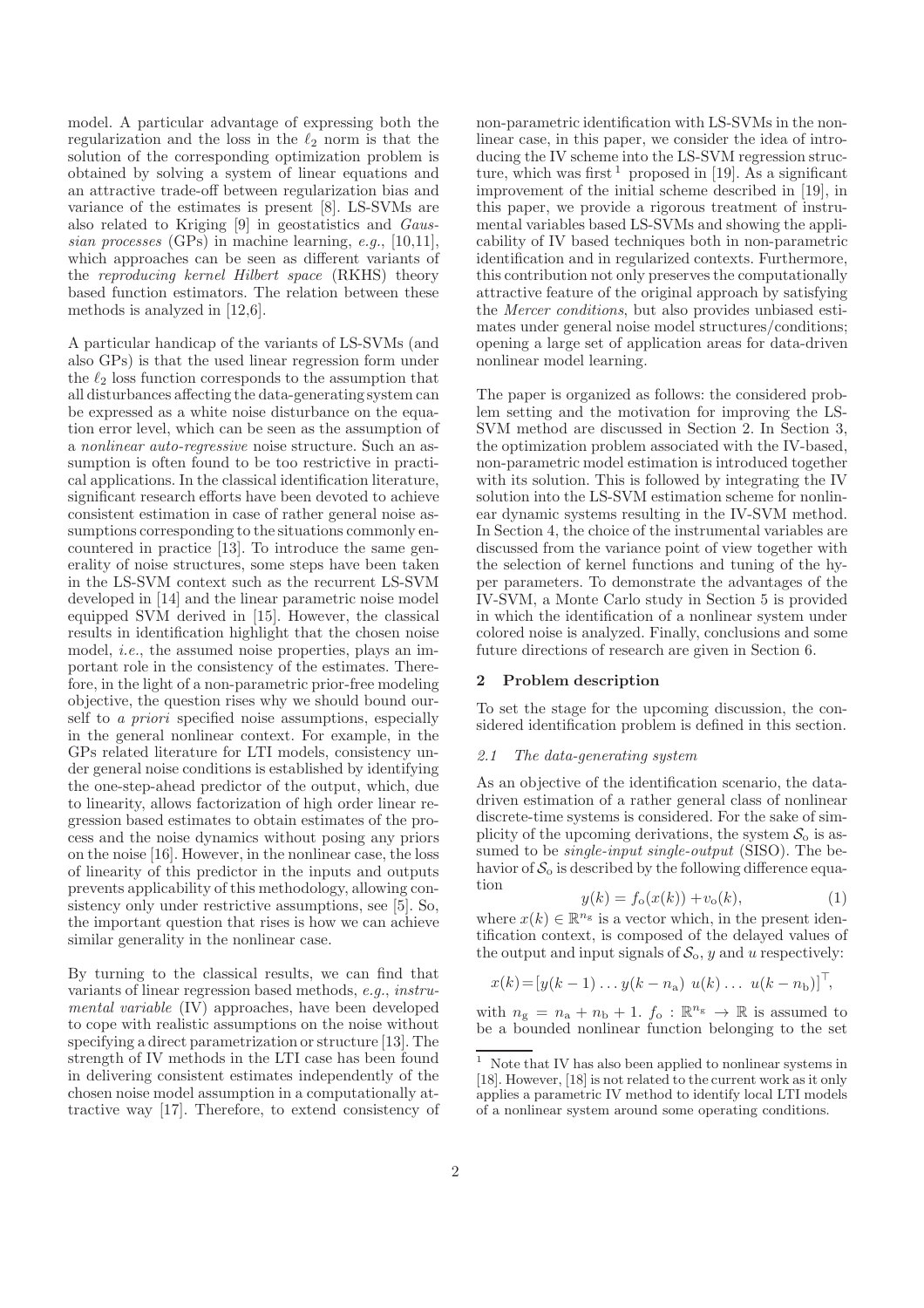model. A particular advantage of expressing both the regularization and the loss in the $\ell_2$ norm is that the solution of the corresponding optimization problem is obtained by solving a system of linear equations and an attractive trade-off between regularization bias and variance of the estimates is present [8]. LS-SVMs are also related to Kriging [9] in geostatistics and *Gaussian processes* (GPs) in machine learning, *e.g.*, [10,11], which approaches can be seen as different variants of the *reproducing kernel Hilbert space* (RKHS) theory based function estimators. The relation between these methods is analyzed in [12,6].

A particular handicap of the variants of LS-SVMs (and also GPs) is that the used linear regression form under the $\ell_2$ loss function corresponds to the assumption that all disturbances affecting the data-generating system can be expressed as a white noise disturbance on the equation error level, which can be seen as the assumption of a *nonlinear auto-regressive* noise structure. Such an assumption is often found to be too restrictive in practical applications. In the classical identification literature, significant research efforts have been devoted to achieve consistent estimation in case of rather general noise assumptions corresponding to the situations commonly encountered in practice [13]. To introduce the same generality of noise structures, some steps have been taken in the LS-SVM context such as the recurrent LS-SVM developed in [14] and the linear parametric noise model equipped SVM derived in [15]. However, the classical results in identification highlight that the chosen noise model, *i.e.*, the assumed noise properties, plays an important role in the consistency of the estimates. Therefore, in the light of a non-parametric prior-free modeling objective, the question rises why we should bound ourself to *a priori* specified noise assumptions, especially in the general nonlinear context. For example, in the GPs related literature for LTI models, consistency under general noise conditions is established by identifying the one-step-ahead predictor of the output, which, due to linearity, allows factorization of high order linear regression based estimates to obtain estimates of the process and the noise dynamics without posing any priors on the noise [16]. However, in the nonlinear case, the loss of linearity of this predictor in the inputs and outputs prevents applicability of this methodology, allowing consistency only under restrictive assumptions, see [5]. So, the important question that rises is how we can achieve similar generality in the nonlinear case.

By turning to the classical results, we can find that variants of linear regression based methods, *e.g.*, *instrumental variable* (IV) approaches, have been developed to cope with realistic assumptions on the noise without specifying a direct parametrization or structure [13]. The strength of IV methods in the LTI case has been found in delivering consistent estimates independently of the chosen noise model assumption in a computationally attractive way [17]. Therefore, to extend consistency of non-parametric identification with LS-SVMs in the nonlinear case, in this paper, we consider the idea of introducing the IV scheme into the LS-SVM regression structure, which was first [1] proposed in [19]. As a significant improvement of the initial scheme described in [19], in this paper, we provide a rigorous treatment of instrumental variables based LS-SVMs and showing the applicability of IV based techniques both in non-parametric identification and in regularized contexts. Furthermore, this contribution not only preserves the computationally attractive feature of the original approach by satisfying the *Mercer conditions*, but also provides unbiased estimates under general noise model structures/conditions; opening a large set of application areas for data-driven nonlinear model learning.

The paper is organized as follows: the considered problem setting and the motivation for improving the LS-SVM method are discussed in Section 2. In Section 3, the optimization problem associated with the IV-based, non-parametric model estimation is introduced together with its solution. This is followed by integrating the IV solution into the LS-SVM estimation scheme for nonlinear dynamic systems resulting in the IV-SVM method. In Section 4, the choice of the instrumental variables are discussed from the variance point of view together with the selection of kernel functions and tuning of the hyper parameters. To demonstrate the advantages of the IV-SVM, a Monte Carlo study in Section 5 is provided in which the identification of a nonlinear system under colored noise is analyzed. Finally, conclusions and some future directions of research are given in Section 6.

## 2 Problem description

To set the stage for the upcoming discussion, the considered identification problem is defined in this section.

### 2.1 The data-generating system

As an objective of the identification scenario, the data-driven estimation of a rather general class of nonlinear discrete-time systems is considered. For the sake of simplicity of the upcoming derivations, the system $\mathcal{S}_\mathrm{o}$ is assumed to be *single-input single-output* (SISO). The behavior of $\mathcal{S}_\mathrm{o}$ is described by the following difference equation

$$y(k) = f_\mathrm{o}(x(k)) + v_\mathrm{o}(k), \tag{1}$$

where $x(k) \in \mathbb{R}^{n_\mathrm{g}}$ is a vector which, in the present identification context, is composed of the delayed values of the output and input signals of $\mathcal{S}_\mathrm{o}$, $y$ and $u$ respectively:

$$x(k) = [y(k-1) \dots y(k-n_\mathrm{a}) \;\, u(k) \dots \;\, u(k-n_\mathrm{b})]^\top,$$

with $n_\mathrm{g} = n_\mathrm{a} + n_\mathrm{b} + 1$. $f_\mathrm{o} : \mathbb{R}^{n_\mathrm{g}} \to \mathbb{R}$ is assumed to be a bounded nonlinear function belonging to the set

[1] Note that IV has also been applied to nonlinear systems in [18]. However, [18] is not related to the current work as it only applies a parametric IV method to identify local LTI models of a nonlinear system around some operating conditions.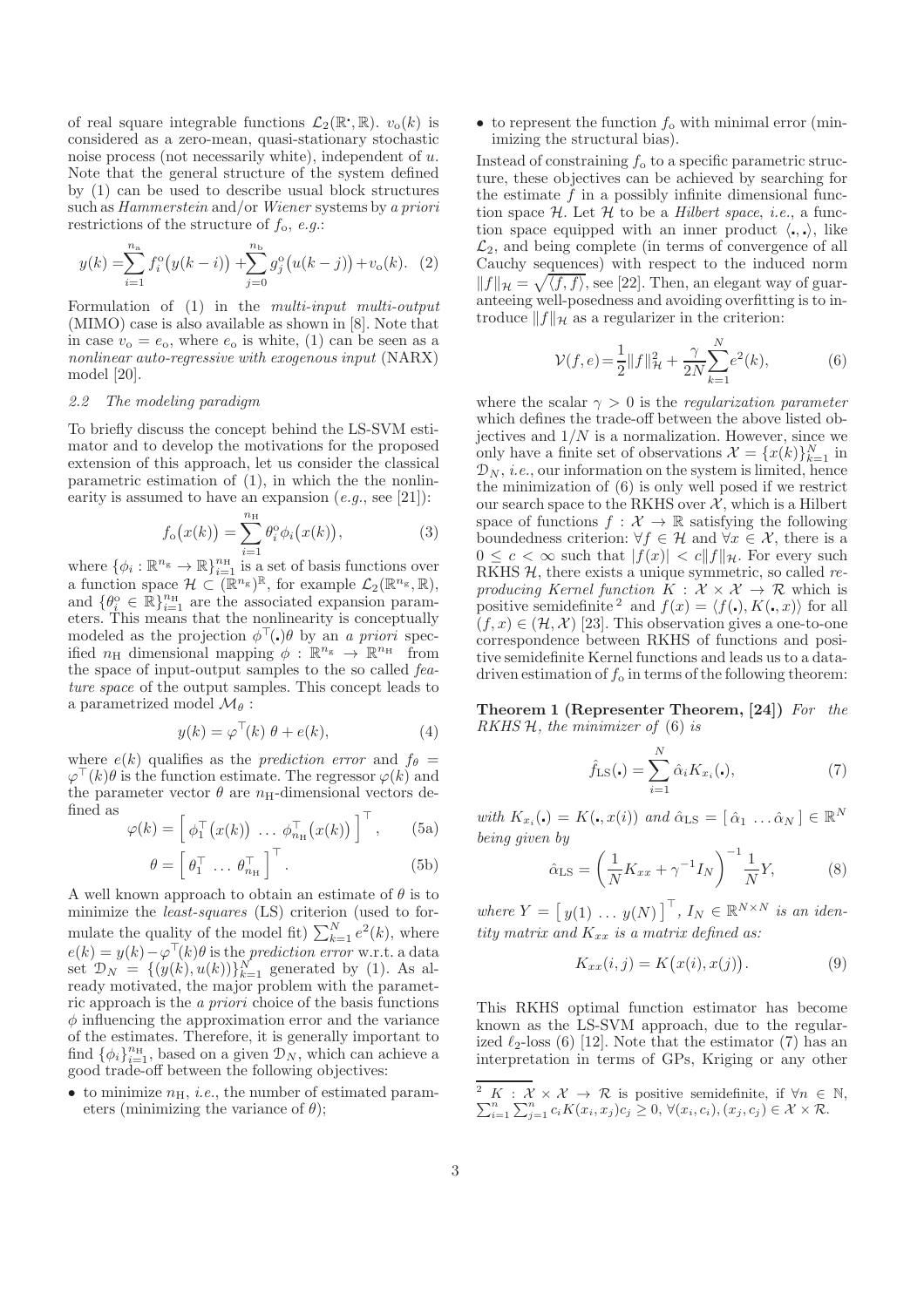of real square integrable functions $\mathcal{L}_2(\mathbb{R}^\cdot, \mathbb{R})$. $v_\text{o}(k)$ is considered as a zero-mean, quasi-stationary stochastic noise process (not necessarily white), independent of $u$. Note that the general structure of the system defined by (1) can be used to describe usual block structures such as *Hammerstein* and/or *Wiener* systems by *a priori* restrictions of the structure of $f_\text{o}$, *e.g.*:

$$y(k) = \sum_{i=1}^{n_\text{a}} f_i^\text{o}\big(y(k-i)\big) + \sum_{j=0}^{n_\text{b}} g_j^\text{o}\big(u(k-j)\big) + v_\text{o}(k). \quad (2)$$

Formulation of (1) in the *multi-input multi-output* (MIMO) case is also available as shown in [8]. Note that in case $v_\text{o} = e_\text{o}$, where $e_\text{o}$ is white, (1) can be seen as a *nonlinear auto-regressive with exogenous input* (NARX) model [20].

### 2.2 The modeling paradigm

To briefly discuss the concept behind the LS-SVM estimator and to develop the motivations for the proposed extension of this approach, let us consider the classical parametric estimation of (1), in which the the nonlinearity is assumed to have an expansion (*e.g.*, see [21]):

$$f_\text{o}\big(x(k)\big) = \sum_{i=1}^{n_\text{H}} \theta_i^\text{o} \phi_i\big(x(k)\big), \quad (3)$$

where $\{\phi_i : \mathbb{R}^{n_\text{g}} \to \mathbb{R}\}_{i=1}^{n_\text{H}}$ is a set of basis functions over a function space $\mathcal{H} \subset (\mathbb{R}^{n_\text{g}})^\mathbb{R}$, for example $\mathcal{L}_2(\mathbb{R}^{n_\text{g}}, \mathbb{R})$, and $\{\theta_i^\text{o} \in \mathbb{R}\}_{i=1}^{n_\text{H}}$ are the associated expansion parameters. This means that the nonlinearity is conceptually modeled as the projection $\phi^\top(\centerdot)\theta$ by an *a priori* specified $n_\text{H}$ dimensional mapping $\phi : \mathbb{R}^{n_\text{g}} \to \mathbb{R}^{n_\text{H}}$ from the space of input-output samples to the so called *feature space* of the output samples. This concept leads to a parametrized model $\mathcal{M}_\theta$ :

$$y(k) = \varphi^\top(k)\,\theta + e(k), \quad (4)$$

where $e(k)$ qualifies as the *prediction error* and $f_\theta = \varphi^\top(k)\theta$ is the function estimate. The regressor $\varphi(k)$ and the parameter vector $\theta$ are $n_\text{H}$-dimensional vectors defined as

$$\varphi(k) = \left[\, \phi_1^\top\big(x(k)\big) \; \dots \; \phi_{n_\text{H}}^\top\big(x(k)\big) \,\right]^\top, \quad (5a)$$

$$\theta = \left[\, \theta_1^\top \; \dots \; \theta_{n_\text{H}}^\top \,\right]^\top. \quad (5b)$$

A well known approach to obtain an estimate of $\theta$ is to minimize the *least-squares* (LS) criterion (used to formulate the quality of the model fit) $\sum_{k=1}^N e^2(k)$, where $e(k) = y(k) - \varphi^\top(k)\theta$ is the *prediction error* w.r.t. a data set $\mathcal{D}_N = \{(y(k), u(k))\}_{k=1}^N$ generated by (1). As already motivated, the major problem with the parametric approach is the *a priori* choice of the basis functions $\phi$ influencing the approximation error and the variance of the estimates. Therefore, it is generally important to find $\{\phi_i\}_{i=1}^{n_\text{H}}$, based on a given $\mathcal{D}_N$, which can achieve a good trade-off between the following objectives:

- to minimize $n_\text{H}$, *i.e.*, the number of estimated parameters (minimizing the variance of $\theta$);
- to represent the function $f_\text{o}$ with minimal error (minimizing the structural bias).

Instead of constraining $f_\text{o}$ to a specific parametric structure, these objectives can be achieved by searching for the estimate $f$ in a possibly infinite dimensional function space $\mathcal{H}$. Let $\mathcal{H}$ to be a *Hilbert space*, *i.e.*, a function space equipped with an inner product $\langle \centerdot, \centerdot \rangle$, like $\mathcal{L}_2$, and being complete (in terms of convergence of all Cauchy sequences) with respect to the induced norm $\|f\|_\mathcal{H} = \sqrt{\langle f, f \rangle}$, see [22]. Then, an elegant way of guaranteeing well-posedness and avoiding overfitting is to introduce $\|f\|_\mathcal{H}$ as a regularizer in the criterion:

$$\mathcal{V}(f, e) = \frac{1}{2}\|f\|_\mathcal{H}^2 + \frac{\gamma}{2N}\sum_{k=1}^N e^2(k), \quad (6)$$

where the scalar $\gamma > 0$ is the *regularization parameter* which defines the trade-off between the above listed objectives and $1/N$ is a normalization. However, since we only have a finite set of observations $\mathcal{X} = \{x(k)\}_{k=1}^N$ in $\mathcal{D}_N$, *i.e.*, our information on the system is limited, hence the minimization of (6) is only well posed if we restrict our search space to the RKHS over $\mathcal{X}$, which is a Hilbert space of functions $f : \mathcal{X} \to \mathbb{R}$ satisfying the following boundedness criterion: $\forall f \in \mathcal{H}$ and $\forall x \in \mathcal{X}$, there is a $0 \le c < \infty$ such that $|f(x)| < c\|f\|_\mathcal{H}$. For every such RKHS $\mathcal{H}$, there exists a unique symmetric, so called *reproducing Kernel function* $K : \mathcal{X} \times \mathcal{X} \to \mathcal{R}$ which is positive semidefinite [2] and $f(x) = \langle f(\centerdot), K(\centerdot, x) \rangle$ for all $(f, x) \in (\mathcal{H}, \mathcal{X})$ [23]. This observation gives a one-to-one correspondence between RKHS of functions and positive semidefinite Kernel functions and leads us to a data-driven estimation of $f_\text{o}$ in terms of the following theorem:

**Theorem 1 (Representer Theorem, [24])** *For the RKHS $\mathcal{H}$, the minimizer of* (6) *is*

$$\hat{f}_\text{LS}(\centerdot) = \sum_{i=1}^N \hat{\alpha}_i K_{x_i}(\centerdot), \quad (7)$$

*with $K_{x_i}(\centerdot) = K(\centerdot, x(i))$ and $\hat{\alpha}_\text{LS} = [\, \hat{\alpha}_1 \dots \hat{\alpha}_N \,] \in \mathbb{R}^N$ being given by*

$$\hat{\alpha}_\text{LS} = \left(\frac{1}{N}K_{xx} + \gamma^{-1}I_N\right)^{-1} \frac{1}{N}Y, \quad (8)$$

*where $Y = \left[\, y(1) \dots y(N) \,\right]^\top$, $I_N \in \mathbb{R}^{N \times N}$ is an identity matrix and $K_{xx}$ is a matrix defined as:*

$$K_{xx}(i, j) = K\big(x(i), x(j)\big). \quad (9)$$

This RKHS optimal function estimator has become known as the LS-SVM approach, due to the regularized $\ell_2$-loss (6) [12]. Note that the estimator (7) has an interpretation in terms of GPs, Kriging or any other

[2] $K : \mathcal{X} \times \mathcal{X} \to \mathcal{R}$ is positive semidefinite, if $\forall n \in \mathbb{N}$, $\sum_{i=1}^n \sum_{j=1}^n c_i K(x_i, x_j) c_j \ge 0$, $\forall (x_i, c_i), (x_j, c_j) \in \mathcal{X} \times \mathcal{R}$.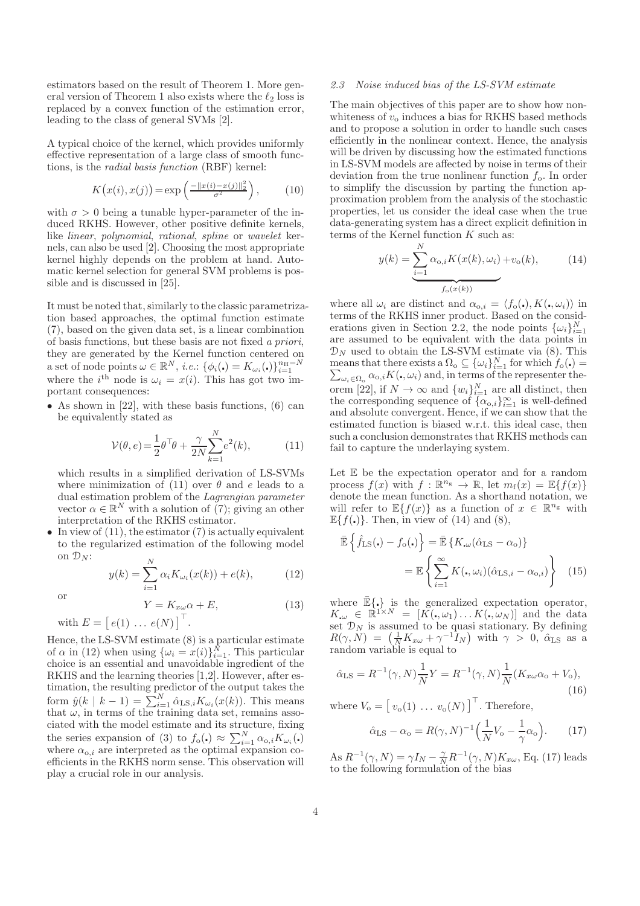estimators based on the result of Theorem 1. More general version of Theorem 1 also exists where the $\ell_2$ loss is replaced by a convex function of the estimation error, leading to the class of general SVMs [2].

A typical choice of the kernel, which provides uniformly effective representation of a large class of smooth functions, is the *radial basis function* (RBF) kernel:

$$K\big(x(i), x(j)\big) = \exp\Big(\tfrac{-\|x(i)-x(j)\|_2^2}{\sigma^2}\Big), \qquad (10)$$

with $\sigma > 0$ being a tunable hyper-parameter of the induced RKHS. However, other positive definite kernels, like *linear*, *polynomial*, *rational*, *spline* or *wavelet* kernels, can also be used [2]. Choosing the most appropriate kernel highly depends on the problem at hand. Automatic kernel selection for general SVM problems is possible and is discussed in [25].

It must be noted that, similarly to the classic parametrization based approaches, the optimal function estimate (7), based on the given data set, is a linear combination of basis functions, but these basis are not fixed *a priori*, they are generated by the Kernel function centered on a set of node points $\omega \in \mathbb{R}^N$, *i.e.*: $\{\phi_i(\centerdot) = K_{\omega_i}(\centerdot)\}_{i=1}^{n_{\mathrm{H}}=N}$ where the $i^{\mathrm{th}}$ node is $\omega_i = x(i)$. This has got two important consequences:

- As shown in [22], with these basis functions, (6) can be equivalently stated as

$$\mathcal{V}(\theta, e) = \frac{1}{2}\theta^\top\theta + \frac{\gamma}{2N}\sum_{k=1}^{N} e^2(k), \qquad (11)$$

  which results in a simplified derivation of LS-SVMs where minimization of (11) over $\theta$ and $e$ leads to a dual estimation problem of the *Lagrangian parameter* vector $\alpha \in \mathbb{R}^N$ with a solution of (7); giving an other interpretation of the RKHS estimator.
- In view of (11), the estimator (7) is actually equivalent to the regularized estimation of the following model on $\mathcal{D}_N$:

$$y(k) = \sum_{i=1}^{N} \alpha_i K_{\omega_i}(x(k)) + e(k), \qquad (12)$$

  or

$$Y = K_{x\omega}\alpha + E, \qquad (13)$$

  with $E = \big[\, e(1) \ \dots \ e(N) \,\big]^\top$.

Hence, the LS-SVM estimate (8) is a particular estimate of $\alpha$ in (12) when using $\{\omega_i = x(i)\}_{i=1}^{N}$. This particular choice is an essential and unavoidable ingredient of the RKHS and the learning theories [1,2]. However, after estimation, the resulting predictor of the output takes the form $\hat{y}(k \mid k-1) = \sum_{i=1}^{N} \hat{\alpha}_{\mathrm{LS},i} K_{\omega_i}(x(k))$. This means that $\omega$, in terms of the training data set, remains associated with the model estimate and its structure, fixing the series expansion of (3) to $f_{\mathrm{o}}(\centerdot) \approx \sum_{i=1}^{N} \alpha_{\mathrm{o},i} K_{\omega_i}(\centerdot)$ where $\alpha_{\mathrm{o},i}$ are interpreted as the optimal expansion coefficients in the RKHS norm sense. This observation will play a crucial role in our analysis.

### 2.3 Noise induced bias of the LS-SVM estimate

The main objectives of this paper are to show how nonwhiteness of $v_{\mathrm{o}}$ induces a bias for RKHS based methods and to propose a solution in order to handle such cases efficiently in the nonlinear context. Hence, the analysis will be driven by discussing how the estimated functions in LS-SVM models are affected by noise in terms of their deviation from the true nonlinear function $f_{\mathrm{o}}$. In order to simplify the discussion by parting the function approximation problem from the analysis of the stochastic properties, let us consider the ideal case when the true data-generating system has a direct explicit definition in terms of the Kernel function $K$ such as:

$$y(k) = \underbrace{\sum_{i=1}^{N} \alpha_{\mathrm{o},i} K(x(k), \omega_i)}_{f_{\mathrm{o}}(x(k))} + v_{\mathrm{o}}(k), \qquad (14)$$

where all $\omega_i$ are distinct and $\alpha_{\mathrm{o},i} = \langle f_{\mathrm{o}}(\centerdot), K(\centerdot, \omega_i)\rangle$ in terms of the RKHS inner product. Based on the considerations given in Section 2.2, the node points $\{\omega_i\}_{i=1}^{N}$ are assumed to be equivalent with the data points in $\mathcal{D}_N$ used to obtain the LS-SVM estimate via (8). This means that there exists a $\Omega_{\mathrm{o}} \subseteq \{\omega_i\}_{i=1}^{N}$ for which $f_{\mathrm{o}}(\centerdot) = \sum_{\omega_i \in \Omega_{\mathrm{o}}} \alpha_{\mathrm{o},i} K(\centerdot, \omega_i)$ and, in terms of the representer theorem [22], if $N \to \infty$ and $\{w_i\}_{i=1}^{N}$ are all distinct, then the corresponding sequence of $\{\alpha_{\mathrm{o},i}\}_{i=1}^{\infty}$ is well-defined and absolute convergent. Hence, if we can show that the estimated function is biased w.r.t. this ideal case, then such a conclusion demonstrates that RKHS methods can fail to capture the underlaying system.

Let $\mathbb{E}$ be the expectation operator and for a random process $f(x)$ with $f : \mathbb{R}^{n_{\mathrm{g}}} \to \mathbb{R}$, let $m_f(x) = \mathbb{E}\{f(x)\}$ denote the mean function. As a shorthand notation, we will refer to $\mathbb{E}\{f(x)\}$ as a function of $x \in \mathbb{R}^{n_{\mathrm{g}}}$ with $\mathbb{E}\{f(\centerdot)\}$. Then, in view of (14) and (8),

$$\begin{aligned}\bar{\mathbb{E}}\left\{\hat{f}_{\mathrm{LS}}(\centerdot) - f_{\mathrm{o}}(\centerdot)\right\} &= \bar{\mathbb{E}}\left\{K_{\centerdot\omega}(\hat{\alpha}_{\mathrm{LS}} - \alpha_{\mathrm{o}})\right\} \\ &= \mathbb{E}\left\{\sum_{i=1}^{\infty} K(\centerdot, \omega_i)(\hat{\alpha}_{\mathrm{LS},i} - \alpha_{\mathrm{o},i})\right\} \end{aligned} \qquad (15)$$

where $\bar{\mathbb{E}}\{\centerdot\}$ is the generalized expectation operator, $K_{\centerdot\omega} \in \mathbb{R}^{1\times N} = [K(\centerdot, \omega_1) \dots K(\centerdot, \omega_N)]$ and the data set $\mathcal{D}_N$ is assumed to be quasi stationary. By defining $R(\gamma, N) = \big(\frac{1}{N}K_{x\omega} + \gamma^{-1}I_N\big)$ with $\gamma > 0$, $\hat{\alpha}_{\mathrm{LS}}$ as a random variable is equal to

$$\hat{\alpha}_{\mathrm{LS}} = R^{-1}(\gamma, N)\frac{1}{N}Y = R^{-1}(\gamma, N)\frac{1}{N}(K_{x\omega}\alpha_{\mathrm{o}} + V_{\mathrm{o}}), \qquad (16)$$

where $V_{\mathrm{o}} = \big[\, v_{\mathrm{o}}(1) \ \dots \ v_{\mathrm{o}}(N) \,\big]^\top$. Therefore,

$$\hat{\alpha}_{\mathrm{LS}} - \alpha_{\mathrm{o}} = R(\gamma, N)^{-1}\Big(\frac{1}{N}V_{\mathrm{o}} - \frac{1}{\gamma}\alpha_{\mathrm{o}}\Big). \qquad (17)$$

As $R^{-1}(\gamma, N) = \gamma I_N - \frac{\gamma}{N}R^{-1}(\gamma, N)K_{x\omega}$, Eq. (17) leads to the following formulation of the bias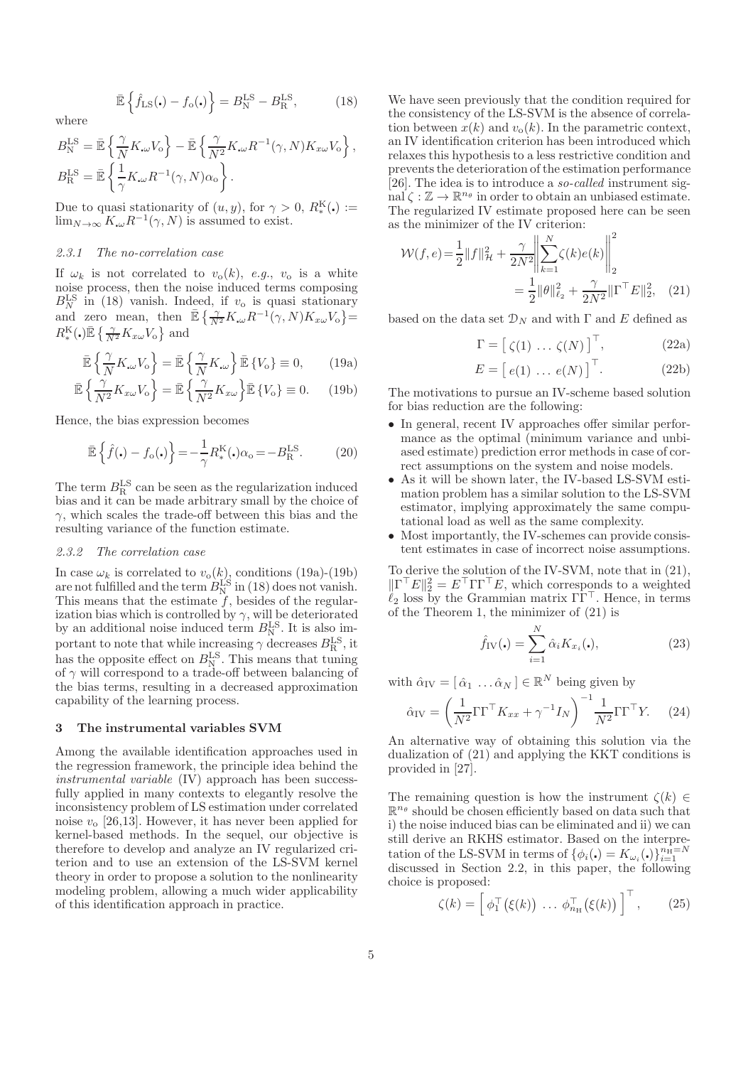$$\bar{\mathbb{E}}\left\{\hat{f}_{\mathrm{LS}}(\centerdot) - f_{\mathrm{o}}(\centerdot)\right\} = B_{\mathrm{N}}^{\mathrm{LS}} - B_{\mathrm{R}}^{\mathrm{LS}}, \tag{18}$$

where

$$B_{\mathrm{N}}^{\mathrm{LS}} = \bar{\mathbb{E}}\left\{\frac{\gamma}{N} K_{\centerdot\omega} V_{\mathrm{o}}\right\} - \bar{\mathbb{E}}\left\{\frac{\gamma}{N^2} K_{\centerdot\omega} R^{-1}(\gamma, N) K_{x\omega} V_{\mathrm{o}}\right\},$$
$$B_{\mathrm{R}}^{\mathrm{LS}} = \bar{\mathbb{E}}\left\{\frac{1}{\gamma} K_{\centerdot\omega} R^{-1}(\gamma, N)\alpha_{\mathrm{o}}\right\}.$$

Due to quasi stationarity of $(u, y)$, for $\gamma > 0$, $R_*^{\mathrm{K}}(\centerdot) := \lim_{N\to\infty} K_{\centerdot\omega} R^{-1}(\gamma, N)$ is assumed to exist.

#### 2.3.1 The no-correlation case

If $\omega_k$ is not correlated to $v_{\mathrm{o}}(k)$, *e.g.*, $v_{\mathrm{o}}$ is a white noise process, then the noise induced terms composing $B_{\mathrm{N}}^{\mathrm{LS}}$ in (18) vanish. Indeed, if $v_{\mathrm{o}}$ is quasi stationary and zero mean, then $\bar{\mathbb{E}}\left\{\frac{\gamma}{N^2} K_{\centerdot\omega} R^{-1}(\gamma, N) K_{x\omega} V_{\mathrm{o}}\right\} = R_*^{\mathrm{K}}(\centerdot)\bar{\mathbb{E}}\left\{\frac{\gamma}{N^2} K_{x\omega} V_{\mathrm{o}}\right\}$ and

$$\bar{\mathbb{E}}\left\{\frac{\gamma}{N} K_{\centerdot\omega} V_{\mathrm{o}}\right\} = \bar{\mathbb{E}}\left\{\frac{\gamma}{N} K_{\centerdot\omega}\right\}\bar{\mathbb{E}}\left\{V_{\mathrm{o}}\right\} \equiv 0, \tag{19a}$$
$$\bar{\mathbb{E}}\left\{\frac{\gamma}{N^2} K_{x\omega} V_{\mathrm{o}}\right\} = \bar{\mathbb{E}}\left\{\frac{\gamma}{N^2} K_{x\omega}\right\}\bar{\mathbb{E}}\left\{V_{\mathrm{o}}\right\} \equiv 0. \tag{19b}$$

Hence, the bias expression becomes

$$\bar{\mathbb{E}}\left\{\hat{f}(\centerdot) - f_{\mathrm{o}}(\centerdot)\right\} = -\frac{1}{\gamma} R_*^{\mathrm{K}}(\centerdot)\alpha_{\mathrm{o}} = -B_{\mathrm{R}}^{\mathrm{LS}}. \tag{20}$$

The term $B_{\mathrm{R}}^{\mathrm{LS}}$ can be seen as the regularization induced bias and it can be made arbitrary small by the choice of $\gamma$, which scales the trade-off between this bias and the resulting variance of the function estimate.

#### 2.3.2 The correlation case

In case $\omega_k$ is correlated to $v_{\mathrm{o}}(k)$, conditions (19a)-(19b) are not fulfilled and the term $B_{\mathrm{N}}^{\mathrm{LS}}$ in (18) does not vanish. This means that the estimate $\hat{f}$, besides of the regularization bias which is controlled by $\gamma$, will be deteriorated by an additional noise induced term $B_{\mathrm{N}}^{\mathrm{LS}}$. It is also important to note that while increasing $\gamma$ decreases $B_{\mathrm{R}}^{\mathrm{LS}}$, it has the opposite effect on $B_{\mathrm{N}}^{\mathrm{LS}}$. This means that tuning of $\gamma$ will correspond to a trade-off between balancing of the bias terms, resulting in a decreased approximation capability of the learning process.

## 3 The instrumental variables SVM

Among the available identification approaches used in the regression framework, the principle idea behind the *instrumental variable* (IV) approach has been successfully applied in many contexts to elegantly resolve the inconsistency problem of LS estimation under correlated noise $v_{\mathrm{o}}$ [26,13]. However, it has never been applied for kernel-based methods. In the sequel, our objective is therefore to develop and analyze an IV regularized criterion and to use an extension of the LS-SVM kernel theory in order to propose a solution to the nonlinearity modeling problem, allowing a much wider applicability of this identification approach in practice.

We have seen previously that the condition required for the consistency of the LS-SVM is the absence of correlation between $x(k)$ and $v_{\mathrm{o}}(k)$. In the parametric context, an IV identification criterion has been introduced which relaxes this hypothesis to a less restrictive condition and prevents the deterioration of the estimation performance [26]. The idea is to introduce a *so-called* instrument signal $\zeta : \mathbb{Z} \to \mathbb{R}^{n_\theta}$ in order to obtain an unbiased estimate. The regularized IV estimate proposed here can be seen as the minimizer of the IV criterion:

$$\mathcal{W}(f, e) = \frac{1}{2}\|f\|_{\mathcal{H}}^2 + \frac{\gamma}{2N^2}\left\|\sum_{k=1}^{N}\zeta(k)e(k)\right\|_2^2 = \frac{1}{2}\|\theta\|_{\ell_2}^2 + \frac{\gamma}{2N^2}\|\Gamma^\top E\|_2^2, \tag{21}$$

based on the data set $\mathcal{D}_N$ and with $\Gamma$ and $E$ defined as

$$\Gamma = \left[\,\zeta(1)\,\ldots\,\zeta(N)\,\right]^\top, \tag{22a}$$
$$E = \left[\,e(1)\,\ldots\,e(N)\,\right]^\top. \tag{22b}$$

The motivations to pursue an IV-scheme based solution for bias reduction are the following:

- In general, recent IV approaches offer similar performance as the optimal (minimum variance and unbiased estimate) prediction error methods in case of correct assumptions on the system and noise models.
- As it will be shown later, the IV-based LS-SVM estimation problem has a similar solution to the LS-SVM estimator, implying approximately the same computational load as well as the same complexity.
- Most importantly, the IV-schemes can provide consistent estimates in case of incorrect noise assumptions.

To derive the solution of the IV-SVM, note that in (21), $\|\Gamma^\top E\|_2^2 = E^\top \Gamma\Gamma^\top E$, which corresponds to a weighted $\ell_2$ loss by the Grammian matrix $\Gamma\Gamma^\top$. Hence, in terms of the Theorem 1, the minimizer of (21) is

$$\hat{f}_{\mathrm{IV}}(\centerdot) = \sum_{i=1}^{N}\hat{\alpha}_i K_{x_i}(\centerdot), \tag{23}$$

with $\hat{\alpha}_{\mathrm{IV}} = [\,\hat{\alpha}_1\,\ldots\hat{\alpha}_N\,] \in \mathbb{R}^N$ being given by

$$\hat{\alpha}_{\mathrm{IV}} = \left(\frac{1}{N^2}\Gamma\Gamma^\top K_{xx} + \gamma^{-1} I_N\right)^{-1}\frac{1}{N^2}\Gamma\Gamma^\top Y. \tag{24}$$

An alternative way of obtaining this solution via the dualization of (21) and applying the KKT conditions is provided in [27].

The remaining question is how the instrument $\zeta(k) \in \mathbb{R}^{n_\theta}$ should be chosen efficiently based on data such that i) the noise induced bias can be eliminated and ii) we can still derive an RKHS estimator. Based on the interpretation of the LS-SVM in terms of $\{\phi_i(\centerdot) = K_{\omega_i}(\centerdot)\}_{i=1}^{n_{\mathrm{H}}=N}$ discussed in Section 2.2, in this paper, the following choice is proposed:

$$\zeta(k) = \left[\,\phi_1^\top\big(\xi(k)\big)\,\ldots\,\phi_{n_{\mathrm{H}}}^\top\big(\xi(k)\big)\,\right]^\top, \tag{25}$$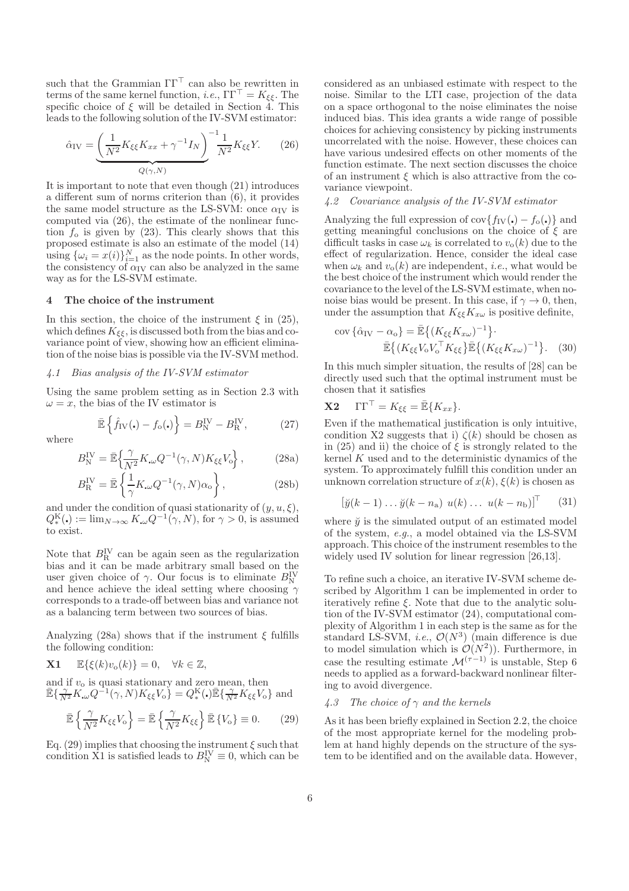such that the Grammian $\Gamma\Gamma^\top$ can also be rewritten in terms of the same kernel function, *i.e.*, $\Gamma\Gamma^\top = K_{\xi\xi}$. The specific choice of $\xi$ will be detailed in Section 4. This leads to the following solution of the IV-SVM estimator:

$$\hat{\alpha}_{\mathrm{IV}} = \underbrace{\left(\frac{1}{N^2} K_{\xi\xi} K_{xx} + \gamma^{-1} I_N\right)^{-1}}_{Q(\gamma,N)} \frac{1}{N^2} K_{\xi\xi} Y. \tag{26}$$

It is important to note that even though (21) introduces a different sum of norms criterion than (6), it provides the same model structure as the LS-SVM: once $\alpha_{\mathrm{IV}}$ is computed via (26), the estimate of the nonlinear function $f_{\mathrm{o}}$ is given by (23). This clearly shows that this proposed estimate is also an estimate of the model (14) using $\{\omega_i = x(i)\}_{i=1}^N$ as the node points. In other words, the consistency of $\hat{\alpha}_{\mathrm{IV}}$ can also be analyzed in the same way as for the LS-SVM estimate.

## 4 The choice of the instrument

In this section, the choice of the instrument $\xi$ in (25), which defines $K_{\xi\xi}$, is discussed both from the bias and covariance point of view, showing how an efficient elimination of the noise bias is possible via the IV-SVM method.

### 4.1 Bias analysis of the IV-SVM estimator

Using the same problem setting as in Section 2.3 with $\omega = x$, the bias of the IV estimator is

$$\bar{\mathbb{E}}\left\{\hat{f}_{\mathrm{IV}}(\centerdot) - f_{\mathrm{o}}(\centerdot)\right\} = B_{\mathrm{N}}^{\mathrm{IV}} - B_{\mathrm{R}}^{\mathrm{IV}}, \tag{27}$$

where

$$B_{\mathrm{N}}^{\mathrm{IV}} = \bar{\mathbb{E}}\left\{\frac{\gamma}{N^2} K_{\centerdot\omega} Q^{-1}(\gamma,N) K_{\xi\xi} V_{\mathrm{o}}\right\}, \tag{28a}$$

$$B_{\mathrm{R}}^{\mathrm{IV}} = \bar{\mathbb{E}}\left\{\frac{1}{\gamma} K_{\centerdot\omega} Q^{-1}(\gamma,N) \alpha_{\mathrm{o}}\right\}, \tag{28b}$$

and under the condition of quasi stationarity of $(y, u, \xi)$, $Q_*^{\mathrm{K}}(\centerdot) := \lim_{N\to\infty} K_{\centerdot\omega} Q^{-1}(\gamma, N)$, for $\gamma > 0$, is assumed to exist.

Note that $B_{\mathrm{R}}^{\mathrm{IV}}$ can be again seen as the regularization bias and it can be made arbitrary small based on the user given choice of $\gamma$. Our focus is to eliminate $B_{\mathrm{N}}^{\mathrm{IV}}$ and hence achieve the ideal setting where choosing $\gamma$ corresponds to a trade-off between bias and variance not as a balancing term between two sources of bias.

Analyzing (28a) shows that if the instrument $\xi$ fulfills the following condition:

**X1** $\quad \mathbb{E}\{\xi(k) v_{\mathrm{o}}(k)\} = 0, \quad \forall k \in \mathbb{Z},$

and if $v_{\mathrm{o}}$ is quasi stationary and zero mean, then $\bar{\mathbb{E}}\{\frac{\gamma}{N^2} K_{\centerdot\omega} Q^{-1}(\gamma, N) K_{\xi\xi} V_{\mathrm{o}}\} = Q_*^{\mathrm{K}}(\centerdot) \bar{\mathbb{E}}\{\frac{\gamma}{N^2} K_{\xi\xi} V_{\mathrm{o}}\}$ and

$$\bar{\mathbb{E}}\left\{\frac{\gamma}{N^2} K_{\xi\xi} V_{\mathrm{o}}\right\} = \bar{\mathbb{E}}\left\{\frac{\gamma}{N^2} K_{\xi\xi}\right\} \bar{\mathbb{E}}\left\{V_{\mathrm{o}}\right\} \equiv 0. \tag{29}$$

Eq. (29) implies that choosing the instrument $\xi$ such that condition X1 is satisfied leads to $B_{\mathrm{N}}^{\mathrm{IV}} \equiv 0$, which can be considered as an unbiased estimate with respect to the noise. Similar to the LTI case, projection of the data on a space orthogonal to the noise eliminates the noise induced bias. This idea grants a wide range of possible choices for achieving consistency by picking instruments uncorrelated with the noise. However, these choices can have various undesired effects on other moments of the function estimate. The next section discusses the choice of an instrument $\xi$ which is also attractive from the covariance viewpoint.

### 4.2 Covariance analysis of the IV-SVM estimator

Analyzing the full expression of $\mathrm{cov}\{f_{\mathrm{IV}}(\centerdot) - f_{\mathrm{o}}(\centerdot)\}$ and getting meaningful conclusions on the choice of $\xi$ are difficult tasks in case $\omega_k$ is correlated to $v_{\mathrm{o}}(k)$ due to the effect of regularization. Hence, consider the ideal case when $\omega_k$ and $v_{\mathrm{o}}(k)$ are independent, *i.e.*, what would be the best choice of the instrument which would render the covariance to the level of the LS-SVM estimate, when no-noise bias would be present. In this case, if $\gamma \to 0$, then, under the assumption that $K_{\xi\xi} K_{x\omega}$ is positive definite,

$$\mathrm{cov}\left\{\hat{\alpha}_{\mathrm{IV}} - \alpha_{\mathrm{o}}\right\} = \bar{\mathbb{E}}\big\{(K_{\xi\xi} K_{x\omega})^{-1}\big\} \cdot \bar{\mathbb{E}}\big\{(K_{\xi\xi} V_{\mathrm{o}} V_{\mathrm{o}}^\top K_{\xi\xi}\big\} \bar{\mathbb{E}}\big\{(K_{\xi\xi} K_{x\omega})^{-1}\big\}. \tag{30}$$

In this much simpler situation, the results of [28] can be directly used such that the optimal instrument must be chosen that it satisfies

**X2** $\quad \Gamma\Gamma^\top = K_{\xi\xi} = \bar{\mathbb{E}}\{K_{xx}\}.$

Even if the mathematical justification is only intuitive, condition X2 suggests that i) $\zeta(k)$ should be chosen as in (25) and ii) the choice of $\xi$ is strongly related to the kernel $K$ used and to the deterministic dynamics of the system. To approximately fulfill this condition under an unknown correlation structure of $x(k)$, $\xi(k)$ is chosen as

$$\left[\breve{y}(k-1) \ldots \breve{y}(k-n_{\mathrm{a}}) \ u(k) \ldots \ u(k-n_{\mathrm{b}})\right]^\top \tag{31}$$

where $\breve{y}$ is the simulated output of an estimated model of the system, *e.g.*, a model obtained via the LS-SVM approach. This choice of the instrument resembles to the widely used IV solution for linear regression [26,13].

To refine such a choice, an iterative IV-SVM scheme described by Algorithm 1 can be implemented in order to iteratively refine $\xi$. Note that due to the analytic solution of the IV-SVM estimator (24), computational complexity of Algorithm 1 in each step is the same as for the standard LS-SVM, *i.e.*, $\mathcal{O}(N^3)$ (main difference is due to model simulation which is $\mathcal{O}(N^2)$). Furthermore, in case the resulting estimate $\mathcal{M}^{(\tau-1)}$ is unstable, Step 6 needs to applied as a forward-backward nonlinear filtering to avoid divergence.

### 4.3 The choice of $\gamma$ and the kernels

As it has been briefly explained in Section 2.2, the choice of the most appropriate kernel for the modeling problem at hand highly depends on the structure of the system to be identified and on the available data. However,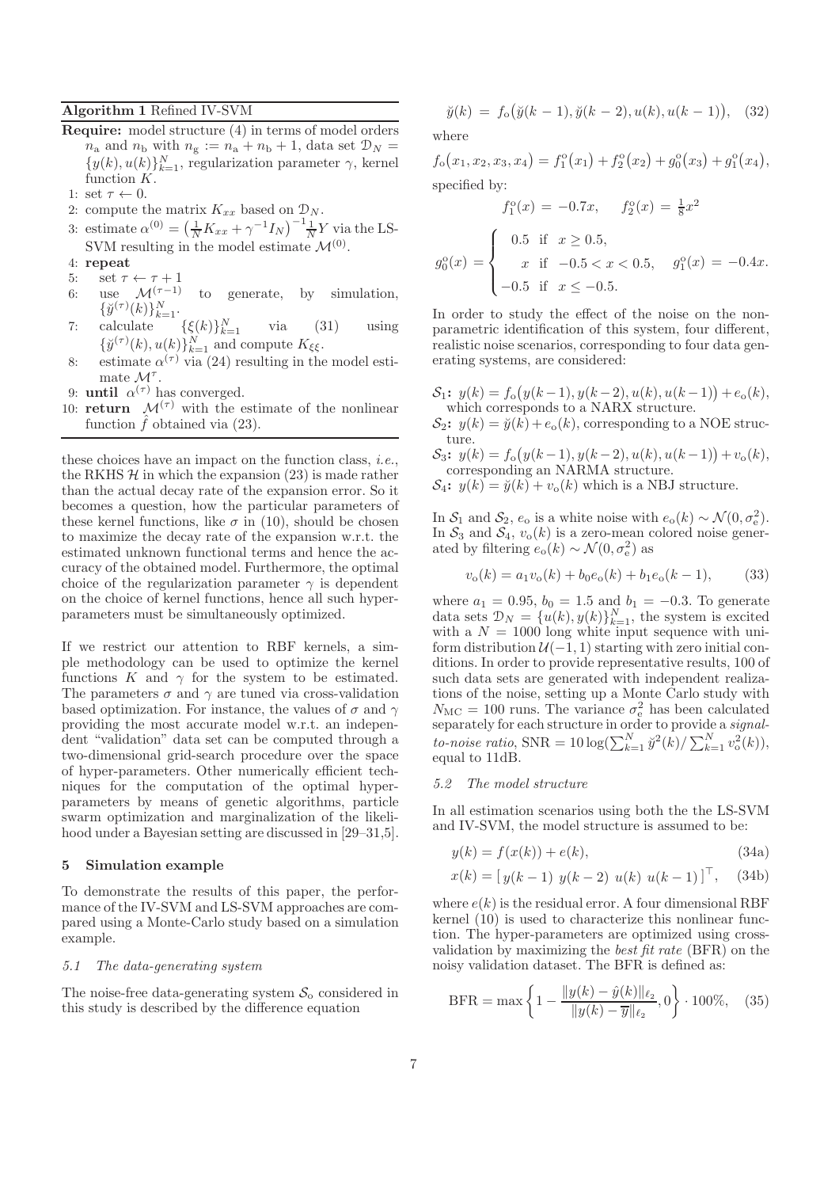**Algorithm 1** Refined IV-SVM

**Require:** model structure (4) in terms of model orders $n_a$ and $n_b$ with $n_g := n_a + n_b + 1$, data set $\mathcal{D}_N = \{y(k), u(k)\}_{k=1}^N$, regularization parameter $\gamma$, kernel function $K$.

1: set $\tau \leftarrow 0$.
2: compute the matrix $K_{xx}$ based on $\mathcal{D}_N$.
3: estimate $\alpha^{(0)} = \left(\frac{1}{N}K_{xx} + \gamma^{-1}I_N\right)^{-1}\frac{1}{N}Y$ via the LS-SVM resulting in the model estimate $\mathcal{M}^{(0)}$.
4: **repeat**
5: set $\tau \leftarrow \tau + 1$
6: use $\mathcal{M}^{(\tau-1)}$ to generate, by simulation, $\{\breve{y}^{(\tau)}(k)\}_{k=1}^N$.
7: calculate $\{\xi(k)\}_{k=1}^N$ via (31) using $\{\breve{y}^{(\tau)}(k), u(k)\}_{k=1}^N$ and compute $K_{\xi\xi}$.
8: estimate $\alpha^{(\tau)}$ via (24) resulting in the model estimate $\mathcal{M}^{\tau}$.
9: **until** $\alpha^{(\tau)}$ has converged.
10: **return** $\mathcal{M}^{(\tau)}$ with the estimate of the nonlinear function $\hat{f}$ obtained via (23).

these choices have an impact on the function class, *i.e.*, the RKHS $\mathcal{H}$ in which the expansion (23) is made rather than the actual decay rate of the expansion error. So it becomes a question, how the particular parameters of these kernel functions, like $\sigma$ in (10), should be chosen to maximize the decay rate of the expansion w.r.t. the estimated unknown functional terms and hence the accuracy of the obtained model. Furthermore, the optimal choice of the regularization parameter $\gamma$ is dependent on the choice of kernel functions, hence all such hyper-parameters must be simultaneously optimized.

If we restrict our attention to RBF kernels, a simple methodology can be used to optimize the kernel functions $K$ and $\gamma$ for the system to be estimated. The parameters $\sigma$ and $\gamma$ are tuned via cross-validation based optimization. For instance, the values of $\sigma$ and $\gamma$ providing the most accurate model w.r.t. an independent "validation" data set can be computed through a two-dimensional grid-search procedure over the space of hyper-parameters. Other numerically efficient techniques for the computation of the optimal hyper-parameters by means of genetic algorithms, particle swarm optimization and marginalization of the likelihood under a Bayesian setting are discussed in [29–31,5].

## 5 Simulation example

To demonstrate the results of this paper, the performance of the IV-SVM and LS-SVM approaches are compared using a Monte-Carlo study based on a simulation example.

### 5.1 The data-generating system

The noise-free data-generating system $\mathcal{S}_o$ considered in this study is described by the difference equation

$$\breve{y}(k) = f_o\big(\breve{y}(k-1), \breve{y}(k-2), u(k), u(k-1)\big), \quad (32)$$

where

$$f_o\big(x_1, x_2, x_3, x_4\big) = f_1^o\big(x_1\big) + f_2^o\big(x_2\big) + g_0^o\big(x_3\big) + g_1^o\big(x_4\big),$$

specified by:

$$f_1^o(x) = -0.7x, \qquad f_2^o(x) = \tfrac{1}{8}x^2$$

$$g_0^o(x) = \begin{cases} 0.5 & \text{if } x \geq 0.5, \\ x & \text{if } -0.5 < x < 0.5, \\ -0.5 & \text{if } x \leq -0.5. \end{cases} \quad g_1^o(x) = -0.4x.$$

In order to study the effect of the noise on the nonparametric identification of this system, four different, realistic noise scenarios, corresponding to four data generating systems, are considered:

- $\mathcal{S}_1$: $y(k) = f_o\big(y(k-1), y(k-2), u(k), u(k-1)\big) + e_o(k)$, which corresponds to a NARX structure.
- $\mathcal{S}_2$: $y(k) = \breve{y}(k) + e_o(k)$, corresponding to a NOE structure.
- $\mathcal{S}_3$: $y(k) = f_o\big(y(k-1), y(k-2), u(k), u(k-1)\big) + v_o(k)$, corresponding an NARMA structure.
- $\mathcal{S}_4$: $y(k) = \breve{y}(k) + v_o(k)$ which is a NBJ structure.

In $\mathcal{S}_1$ and $\mathcal{S}_2$, $e_o$ is a white noise with $e_o(k) \sim \mathcal{N}(0, \sigma_e^2)$. In $\mathcal{S}_3$ and $\mathcal{S}_4$, $v_o(k)$ is a zero-mean colored noise generated by filtering $e_o(k) \sim \mathcal{N}(0, \sigma_e^2)$ as

$$v_o(k) = a_1 v_o(k) + b_0 e_o(k) + b_1 e_o(k-1), \quad (33)$$

where $a_1 = 0.95$, $b_0 = 1.5$ and $b_1 = -0.3$. To generate data sets $\mathcal{D}_N = \{u(k), y(k)\}_{k=1}^N$, the system is excited with a $N = 1000$ long white input sequence with uniform distribution $\mathcal{U}(-1, 1)$ starting with zero initial conditions. In order to provide representative results, 100 of such data sets are generated with independent realizations of the noise, setting up a Monte Carlo study with $N_{\text{MC}} = 100$ runs. The variance $\sigma_e^2$ has been calculated separately for each structure in order to provide a *signal-to-noise ratio*, $\text{SNR} = 10\log(\sum_{k=1}^N \breve{y}^2(k)/\sum_{k=1}^N v_o^2(k))$, equal to 11dB.

### 5.2 The model structure

In all estimation scenarios using both the the LS-SVM and IV-SVM, the model structure is assumed to be:

$$y(k) = f(x(k)) + e(k), \quad (34a)$$

$$x(k) = [\, y(k-1) \;\, y(k-2) \;\, u(k) \;\, u(k-1) \,]^\top, \quad (34b)$$

where $e(k)$ is the residual error. A four dimensional RBF kernel (10) is used to characterize this nonlinear function. The hyper-parameters are optimized using cross-validation by maximizing the *best fit rate* (BFR) on the noisy validation dataset. The BFR is defined as:

$$\text{BFR} = \max\left\{1 - \frac{\|y(k) - \hat{y}(k)\|_{\ell_2}}{\|y(k) - \overline{y}\|_{\ell_2}}, 0\right\} \cdot 100\%, \quad (35)$$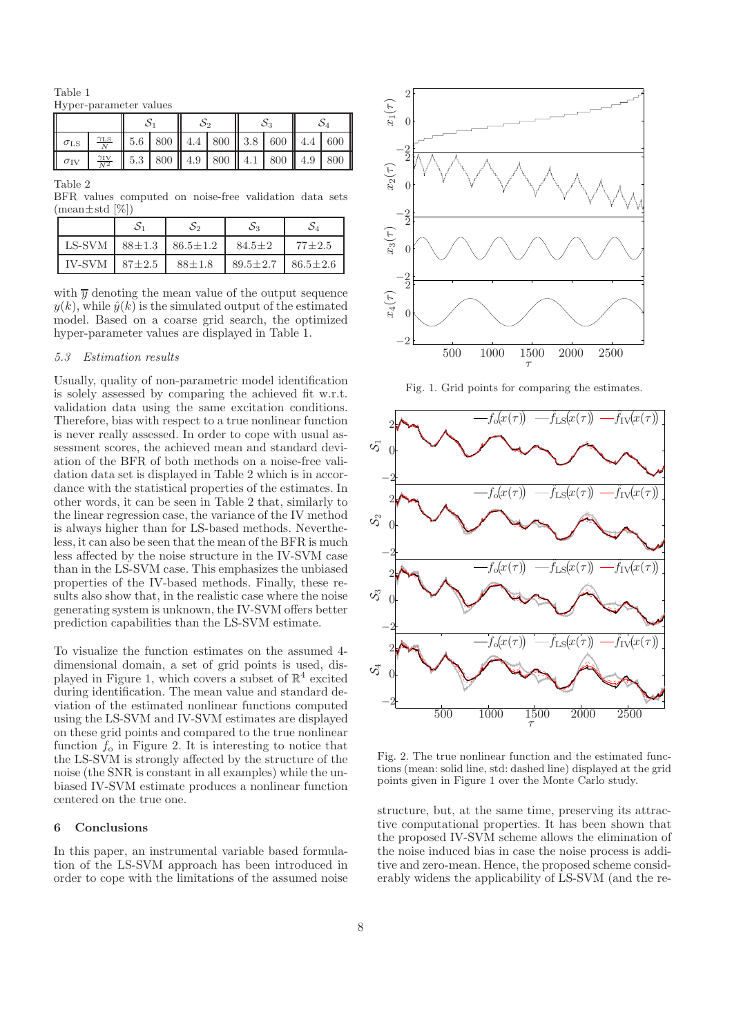Table 1
Hyper-parameter values

| | | $\mathcal{S}_1$ | | $\mathcal{S}_2$ | | $\mathcal{S}_3$ | | $\mathcal{S}_4$ | |
|---|---|---|---|---|---|---|---|---|---|
| $\sigma_{\mathrm{LS}}$ | $\frac{\gamma_{\mathrm{LS}}}{N}$ | 5.6 | 800 | 4.4 | 800 | 3.8 | 600 | 4.4 | 600 |
| $\sigma_{\mathrm{IV}}$ | $\frac{\gamma_{\mathrm{IV}}}{N^2}$ | 5.3 | 800 | 4.9 | 800 | 4.1 | 800 | 4.9 | 800 |

Table 2
BFR values computed on noise-free validation data sets (mean±std [%])

| | $\mathcal{S}_1$ | $\mathcal{S}_2$ | $\mathcal{S}_3$ | $\mathcal{S}_4$ |
|---|---|---|---|---|
| LS-SVM | 88±1.3 | 86.5±1.2 | 84.5±2 | 77±2.5 |
| IV-SVM | 87±2.5 | 88±1.8 | 89.5±2.7 | 86.5±2.6 |

with $\overline{y}$ denoting the mean value of the output sequence $y(k)$, while $\hat{y}(k)$ is the simulated output of the estimated model. Based on a coarse grid search, the optimized hyper-parameter values are displayed in Table 1.

### *5.3 Estimation results*

Usually, quality of non-parametric model identification is solely assessed by comparing the achieved fit w.r.t. validation data using the same excitation conditions. Therefore, bias with respect to a true nonlinear function is never really assessed. In order to cope with usual assessment scores, the achieved mean and standard deviation of the BFR of both methods on a noise-free validation data set is displayed in Table 2 which is in accordance with the statistical properties of the estimates. In other words, it can be seen in Table 2 that, similarly to the linear regression case, the variance of the IV method is always higher than for LS-based methods. Nevertheless, it can also be seen that the mean of the BFR is much less affected by the noise structure in the IV-SVM case than in the LS-SVM case. This emphasizes the unbiased properties of the IV-based methods. Finally, these results also show that, in the realistic case where the noise generating system is unknown, the IV-SVM offers better prediction capabilities than the LS-SVM estimate.

To visualize the function estimates on the assumed 4-dimensional domain, a set of grid points is used, displayed in Figure 1, which covers a subset of $\mathbb{R}^4$ excited during identification. The mean value and standard deviation of the estimated nonlinear functions computed using the LS-SVM and IV-SVM estimates are displayed on these grid points and compared to the true nonlinear function $f_{\mathrm{o}}$ in Figure 2. It is interesting to notice that the LS-SVM is strongly affected by the structure of the noise (the SNR is constant in all examples) while the unbiased IV-SVM estimate produces a nonlinear function centered on the true one.

Fig. 1. Grid points for comparing the estimates.

Fig. 2. The true nonlinear function and the estimated functions (mean: solid line, std: dashed line) displayed at the grid points given in Figure 1 over the Monte Carlo study.

## 6 Conclusions

In this paper, an instrumental variable based formulation of the LS-SVM approach has been introduced in order to cope with the limitations of the assumed noise structure, but, at the same time, preserving its attractive computational properties. It has been shown that the proposed IV-SVM scheme allows the elimination of the noise induced bias in case the noise process is additive and zero-mean. Hence, the proposed scheme considerably widens the applicability of LS-SVM (and the re-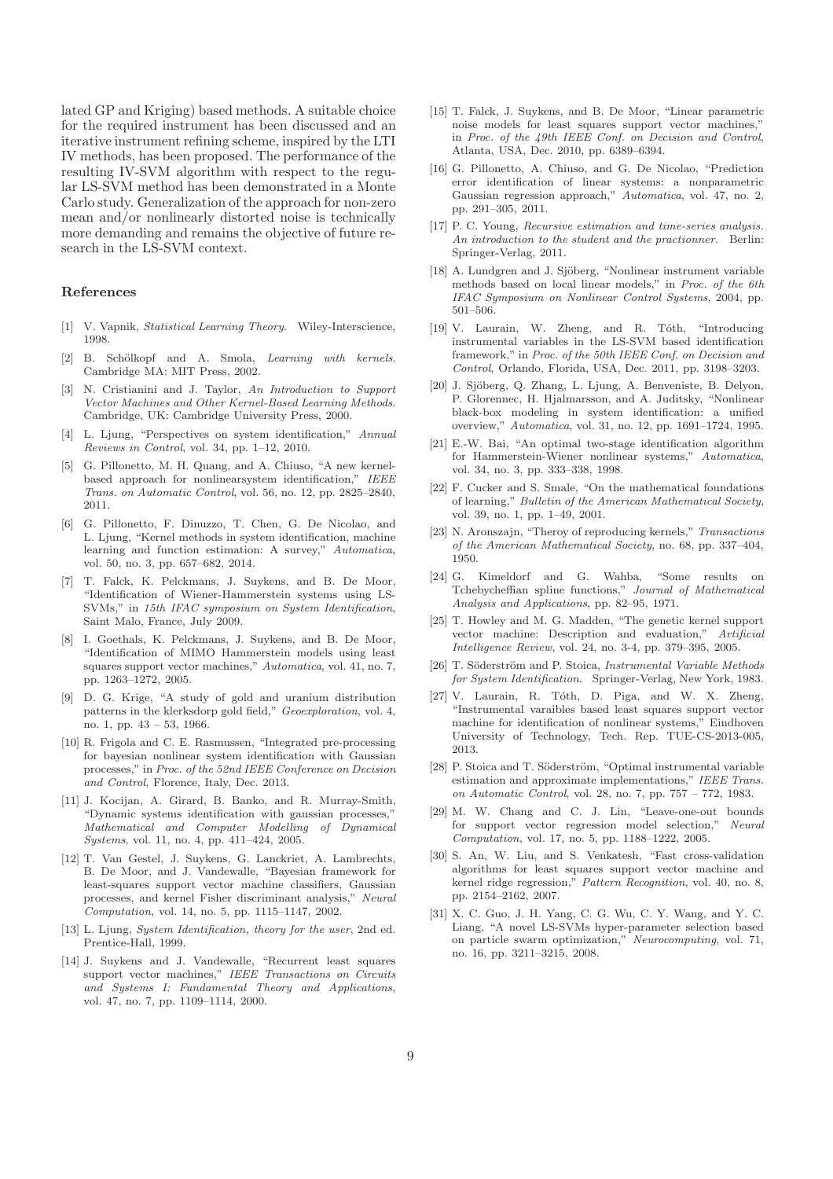lated GP and Kriging) based methods. A suitable choice for the required instrument has been discussed and an iterative instrument refining scheme, inspired by the LTI IV methods, has been proposed. The performance of the resulting IV-SVM algorithm with respect to the regular LS-SVM method has been demonstrated in a Monte Carlo study. Generalization of the approach for non-zero mean and/or nonlinearly distorted noise is technically more demanding and remains the objective of future research in the LS-SVM context.

### References

[1] V. Vapnik, *Statistical Learning Theory*. Wiley-Interscience, 1998.

[2] B. Schölkopf and A. Smola, *Learning with kernels*. Cambridge MA: MIT Press, 2002.

[3] N. Cristianini and J. Taylor, *An Introduction to Support Vector Machines and Other Kernel-Based Learning Methods*. Cambridge, UK: Cambridge University Press, 2000.

[4] L. Ljung, "Perspectives on system identification," *Annual Reviews in Control*, vol. 34, pp. 1–12, 2010.

[5] G. Pillonetto, M. H. Quang, and A. Chiuso, "A new kernel-based approach for nonlinearsystem identification," *IEEE Trans. on Automatic Control*, vol. 56, no. 12, pp. 2825–2840, 2011.

[6] G. Pillonetto, F. Dinuzzo, T. Chen, G. De Nicolao, and L. Ljung, "Kernel methods in system identification, machine learning and function estimation: A survey," *Automatica*, vol. 50, no. 3, pp. 657–682, 2014.

[7] T. Falck, K. Pelckmans, J. Suykens, and B. De Moor, "Identification of Wiener-Hammerstein systems using LS-SVMs," in *15th IFAC symposium on System Identification*, Saint Malo, France, July 2009.

[8] I. Goethals, K. Pelckmans, J. Suykens, and B. De Moor, "Identification of MIMO Hammerstein models using least squares support vector machines," *Automatica*, vol. 41, no. 7, pp. 1263–1272, 2005.

[9] D. G. Krige, "A study of gold and uranium distribution patterns in the klerksdorp gold field," *Geoexploration*, vol. 4, no. 1, pp. 43 – 53, 1966.

[10] R. Frigola and C. E. Rasmussen, "Integrated pre-processing for bayesian nonlinear system identification with Gaussian processes," in *Proc. of the 52nd IEEE Conference on Decision and Control*, Florence, Italy, Dec. 2013.

[11] J. Kocijan, A. Girard, B. Banko, and R. Murray-Smith, "Dynamic systems identification with gaussian processes," *Mathematical and Computer Modelling of Dynamical Systems*, vol. 11, no. 4, pp. 411–424, 2005.

[12] T. Van Gestel, J. Suykens, G. Lanckriet, A. Lambrechts, B. De Moor, and J. Vandewalle, "Bayesian framework for least-squares support vector machine classifiers, Gaussian processes, and kernel Fisher discriminant analysis," *Neural Computation*, vol. 14, no. 5, pp. 1115–1147, 2002.

[13] L. Ljung, *System Identification, theory for the user*, 2nd ed. Prentice-Hall, 1999.

[14] J. Suykens and J. Vandewalle, "Recurrent least squares support vector machines," *IEEE Transactions on Circuits and Systems I: Fundamental Theory and Applications*, vol. 47, no. 7, pp. 1109–1114, 2000.

[15] T. Falck, J. Suykens, and B. De Moor, "Linear parametric noise models for least squares support vector machines," in *Proc. of the 49th IEEE Conf. on Decision and Control*, Atlanta, USA, Dec. 2010, pp. 6389–6394.

[16] G. Pillonetto, A. Chiuso, and G. De Nicolao, "Prediction error identification of linear systems: a nonparametric Gaussian regression approach," *Automatica*, vol. 47, no. 2, pp. 291–305, 2011.

[17] P. C. Young, *Recursive estimation and time-series analysis. An introduction to the student and the practionner*. Berlin: Springer-Verlag, 2011.

[18] A. Lundgren and J. Sjöberg, "Nonlinear instrument variable methods based on local linear models," in *Proc. of the 6th IFAC Symposium on Nonlinear Control Systems*, 2004, pp. 501–506.

[19] V. Laurain, W. Zheng, and R. Tóth, "Introducing instrumental variables in the LS-SVM based identification framework," in *Proc. of the 50th IEEE Conf. on Decision and Control*, Orlando, Florida, USA, Dec. 2011, pp. 3198–3203.

[20] J. Sjöberg, Q. Zhang, L. Ljung, A. Benveniste, B. Delyon, P. Glorennec, H. Hjalmarsson, and A. Juditsky, "Nonlinear black-box modeling in system identification: a unified overview," *Automatica*, vol. 31, no. 12, pp. 1691–1724, 1995.

[21] E.-W. Bai, "An optimal two-stage identification algorithm for Hammerstein-Wiener nonlinear systems," *Automatica*, vol. 34, no. 3, pp. 333–338, 1998.

[22] F. Cucker and S. Smale, "On the mathematical foundations of learning," *Bulletin of the American Mathematical Society*, vol. 39, no. 1, pp. 1–49, 2001.

[23] N. Aronszajn, "Theroy of reproducing kernels," *Transactions of the American Mathematical Society*, no. 68, pp. 337–404, 1950.

[24] G. Kimeldorf and G. Wahba, "Some results on Tchebycheffian spline functions," *Journal of Mathematical Analysis and Applications*, pp. 82–95, 1971.

[25] T. Howley and M. G. Madden, "The genetic kernel support vector machine: Description and evaluation," *Artificial Intelligence Review*, vol. 24, no. 3-4, pp. 379–395, 2005.

[26] T. Söderström and P. Stoica, *Instrumental Variable Methods for System Identification*. Springer-Verlag, New York, 1983.

[27] V. Laurain, R. Tóth, D. Piga, and W. X. Zheng, "Instrumental varaibles based least squares support vector machine for identification of nonlinear systems," Eindhoven University of Technology, Tech. Rep. TUE-CS-2013-005, 2013.

[28] P. Stoica and T. Söderström, "Optimal instrumental variable estimation and approximate implementations," *IEEE Trans. on Automatic Control*, vol. 28, no. 7, pp. 757 – 772, 1983.

[29] M. W. Chang and C. J. Lin, "Leave-one-out bounds for support vector regression model selection," *Neural Computation*, vol. 17, no. 5, pp. 1188–1222, 2005.

[30] S. An, W. Liu, and S. Venkatesh, "Fast cross-validation algorithms for least squares support vector machine and kernel ridge regression," *Pattern Recognition*, vol. 40, no. 8, pp. 2154–2162, 2007.

[31] X. C. Guo, J. H. Yang, C. G. Wu, C. Y. Wang, and Y. C. Liang, "A novel LS-SVMs hyper-parameter selection based on particle swarm optimization," *Neurocomputing*, vol. 71, no. 16, pp. 3211–3215, 2008.